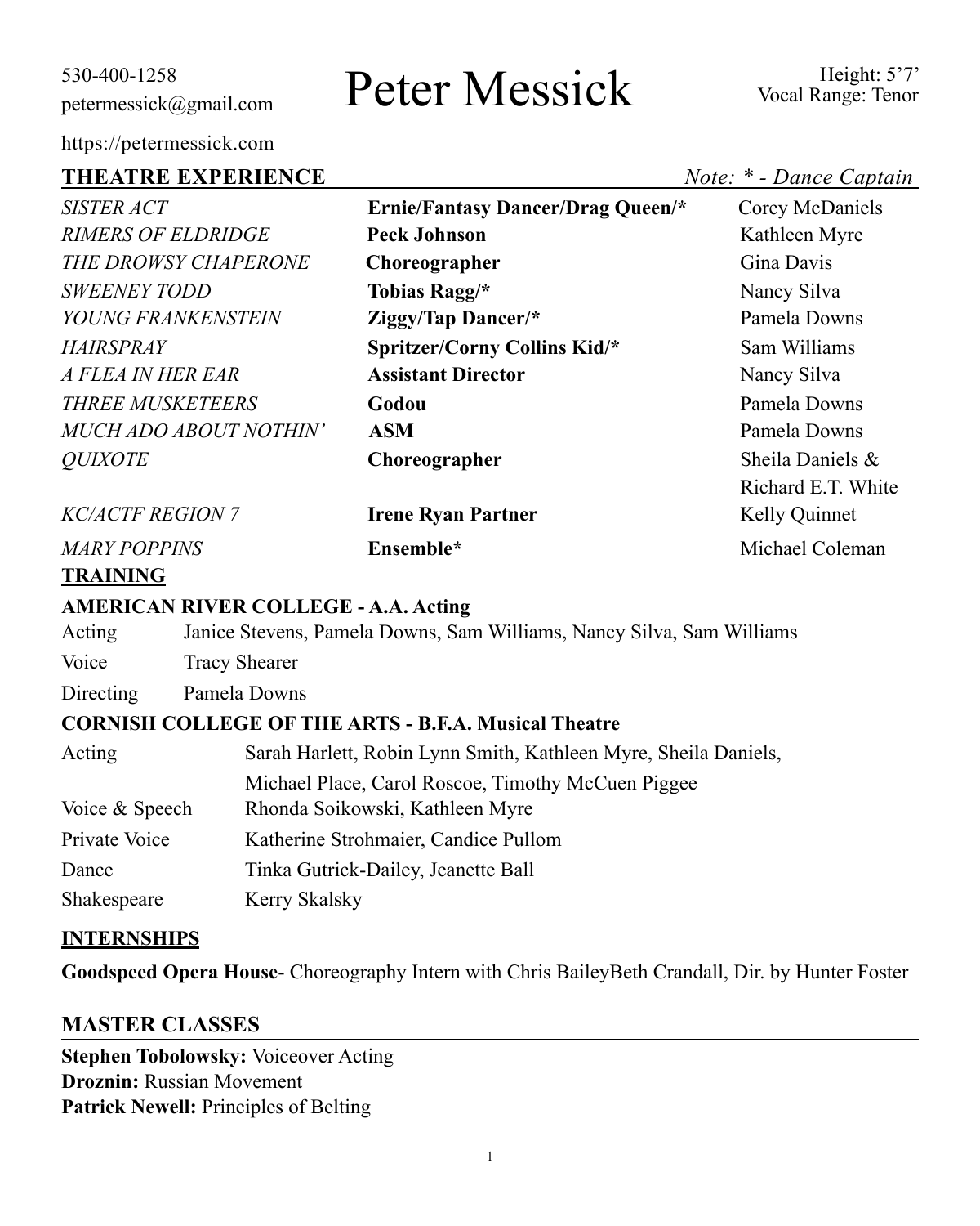530-400-1258
petermessick@gmail.com
https://petermessick.com

# Peter Messick

Height: 5'7'
Vocal Range: Tenor

## THEATRE EXPERIENCE

*Note: * - Dance Captain*

| | | |
|---|---|---|
| *SISTER ACT* | **Ernie/Fantasy Dancer/Drag Queen/*** | Corey McDaniels |
| *RIMERS OF ELDRIDGE* | **Peck Johnson** | Kathleen Myre |
| *THE DROWSY CHAPERONE* | **Choreographer** | Gina Davis |
| *SWEENEY TODD* | **Tobias Ragg/*** | Nancy Silva |
| *YOUNG FRANKENSTEIN* | **Ziggy/Tap Dancer/*** | Pamela Downs |
| *HAIRSPRAY* | **Spritzer/Corny Collins Kid/*** | Sam Williams |
| *A FLEA IN HER EAR* | **Assistant Director** | Nancy Silva |
| *THREE MUSKETEERS* | **Godou** | Pamela Downs |
| *MUCH ADO ABOUT NOTHIN'* | **ASM** | Pamela Downs |
| *QUIXOTE* | **Choreographer** | Sheila Daniels & Richard E.T. White |
| *KC/ACTF REGION 7* | **Irene Ryan Partner** | Kelly Quinnet |
| *MARY POPPINS* | **Ensemble*** | Michael Coleman |

## TRAINING

**AMERICAN RIVER COLLEGE - A.A. Acting**

| | |
|---|---|
| Acting | Janice Stevens, Pamela Downs, Sam Williams, Nancy Silva, Sam Williams |
| Voice | Tracy Shearer |
| Directing | Pamela Downs |

**CORNISH COLLEGE OF THE ARTS - B.F.A. Musical Theatre**

| | |
|---|---|
| Acting | Sarah Harlett, Robin Lynn Smith, Kathleen Myre, Sheila Daniels, Michael Place, Carol Roscoe, Timothy McCuen Piggee |
| Voice & Speech | Rhonda Soikowski, Kathleen Myre |
| Private Voice | Katherine Strohmaier, Candice Pullom |
| Dance | Tinka Gutrick-Dailey, Jeanette Ball |
| Shakespeare | Kerry Skalsky |

## INTERNSHIPS

**Goodspeed Opera House**- Choreography Intern with Chris BaileyBeth Crandall, Dir. by Hunter Foster

## MASTER CLASSES

**Stephen Tobolowsky:** Voiceover Acting
**Droznin:** Russian Movement
**Patrick Newell:** Principles of Belting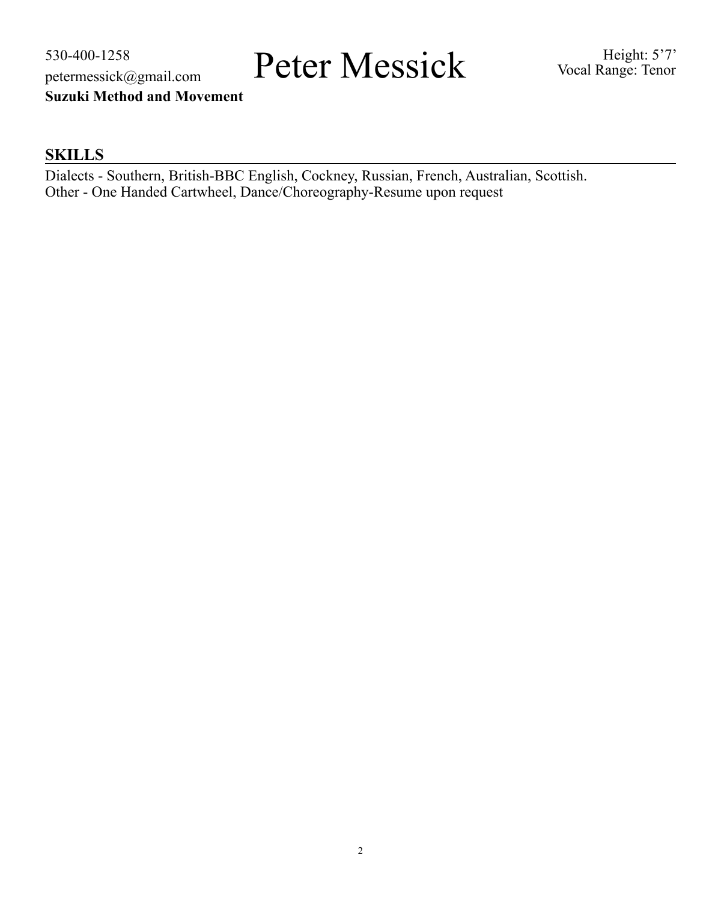530-400-1258
petermessick@gmail.com
**Suzuki Method and Movement**

# Peter Messick

Height: 5’7’
Vocal Range: Tenor

## SKILLS

Dialects - Southern, British-BBC English, Cockney, Russian, French, Australian, Scottish.
Other - One Handed Cartwheel, Dance/Choreography-Resume upon request